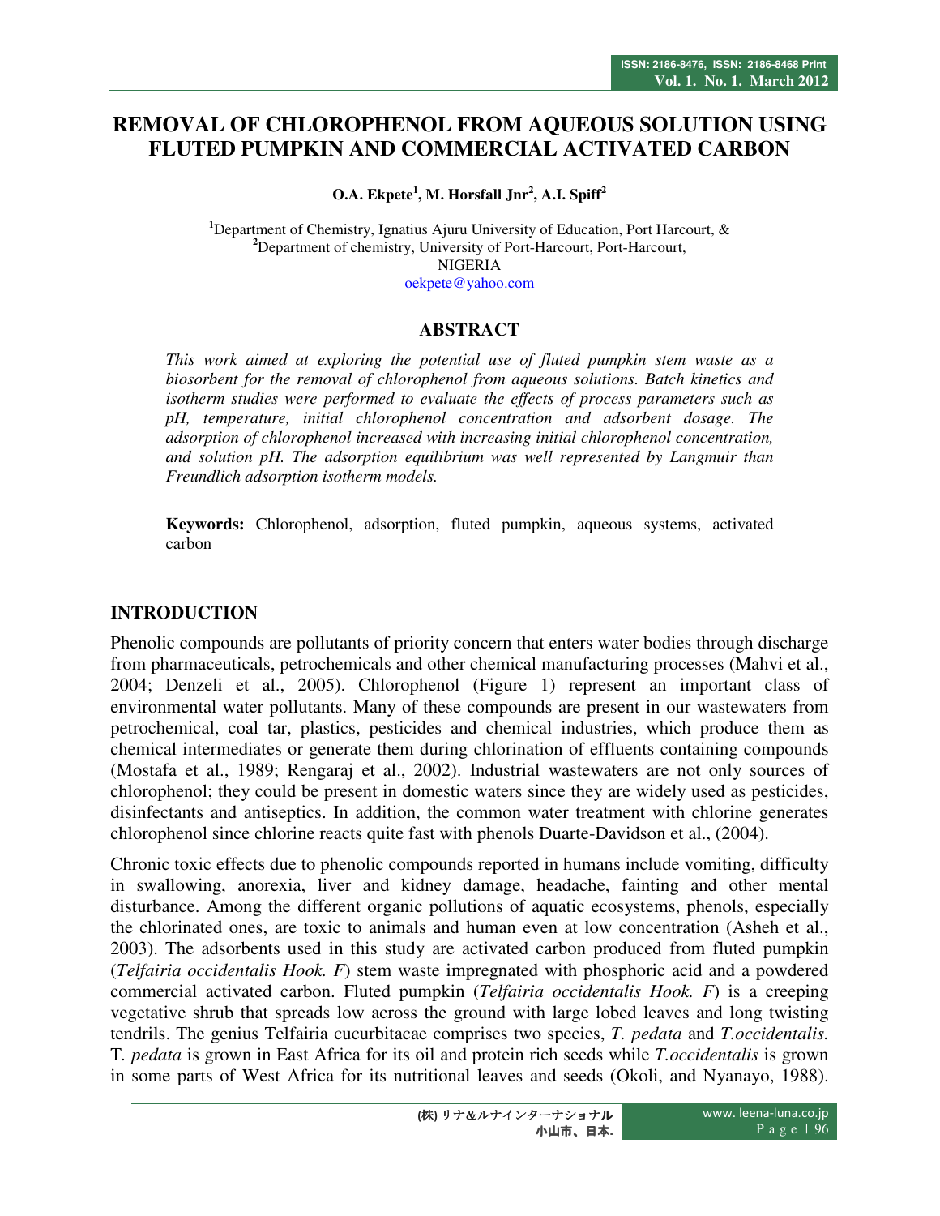# REMOVAL OF CHLOROPHENOL FROM AQUEOUS SOLUTION USING FLUTED PUMPKIN AND COMMERCIAL ACTIVATED CARBON

**O.A. Ekpete[1], M. Horsfall Jnr[2], A.I. Spiff[2]**

[1]Department of Chemistry, Ignatius Ajuru University of Education, Port Harcourt, &
[2]Department of chemistry, University of Port-Harcourt, Port-Harcourt,
NIGERIA
oekpete@yahoo.com

## ABSTRACT

*This work aimed at exploring the potential use of fluted pumpkin stem waste as a biosorbent for the removal of chlorophenol from aqueous solutions. Batch kinetics and isotherm studies were performed to evaluate the effects of process parameters such as pH, temperature, initial chlorophenol concentration and adsorbent dosage. The adsorption of chlorophenol increased with increasing initial chlorophenol concentration, and solution pH. The adsorption equilibrium was well represented by Langmuir than Freundlich adsorption isotherm models.*

**Keywords:** Chlorophenol, adsorption, fluted pumpkin, aqueous systems, activated carbon

## INTRODUCTION

Phenolic compounds are pollutants of priority concern that enters water bodies through discharge from pharmaceuticals, petrochemicals and other chemical manufacturing processes (Mahvi et al., 2004; Denzeli et al., 2005). Chlorophenol (Figure 1) represent an important class of environmental water pollutants. Many of these compounds are present in our wastewaters from petrochemical, coal tar, plastics, pesticides and chemical industries, which produce them as chemical intermediates or generate them during chlorination of effluents containing compounds (Mostafa et al., 1989; Rengaraj et al., 2002). Industrial wastewaters are not only sources of chlorophenol; they could be present in domestic waters since they are widely used as pesticides, disinfectants and antiseptics. In addition, the common water treatment with chlorine generates chlorophenol since chlorine reacts quite fast with phenols Duarte-Davidson et al., (2004).

Chronic toxic effects due to phenolic compounds reported in humans include vomiting, difficulty in swallowing, anorexia, liver and kidney damage, headache, fainting and other mental disturbance. Among the different organic pollutions of aquatic ecosystems, phenols, especially the chlorinated ones, are toxic to animals and human even at low concentration (Asheh et al., 2003). The adsorbents used in this study are activated carbon produced from fluted pumpkin (*Telfairia occidentalis Hook. F*) stem waste impregnated with phosphoric acid and a powdered commercial activated carbon. Fluted pumpkin (*Telfairia occidentalis Hook. F*) is a creeping vegetative shrub that spreads low across the ground with large lobed leaves and long twisting tendrils. The genius Telfairia cucurbitacae comprises two species, *T. pedata* and *T.occidentalis.* T. *pedata* is grown in East Africa for its oil and protein rich seeds while *T.occidentalis* is grown in some parts of West Africa for its nutritional leaves and seeds (Okoli, and Nyanayo, 1988).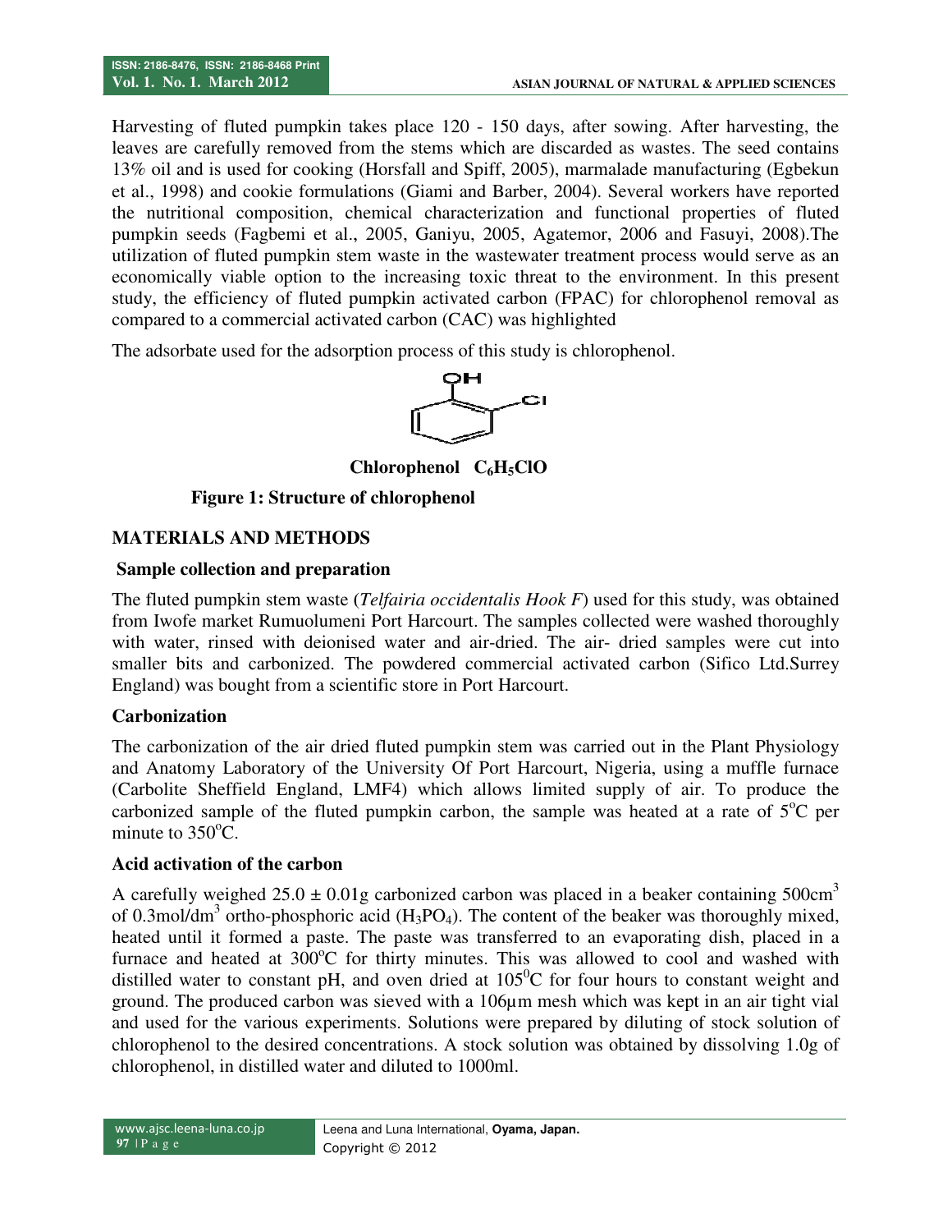Harvesting of fluted pumpkin takes place 120 - 150 days, after sowing. After harvesting, the leaves are carefully removed from the stems which are discarded as wastes. The seed contains 13% oil and is used for cooking (Horsfall and Spiff, 2005), marmalade manufacturing (Egbekun et al., 1998) and cookie formulations (Giami and Barber, 2004). Several workers have reported the nutritional composition, chemical characterization and functional properties of fluted pumpkin seeds (Fagbemi et al., 2005, Ganiyu, 2005, Agatemor, 2006 and Fasuyi, 2008).The utilization of fluted pumpkin stem waste in the wastewater treatment process would serve as an economically viable option to the increasing toxic threat to the environment. In this present study, the efficiency of fluted pumpkin activated carbon (FPAC) for chlorophenol removal as compared to a commercial activated carbon (CAC) was highlighted

The adsorbate used for the adsorption process of this study is chlorophenol.

**Chlorophenol $C_6H_5ClO$**

**Figure 1: Structure of chlorophenol**

## MATERIALS AND METHODS

### Sample collection and preparation

The fluted pumpkin stem waste (*Telfairia occidentalis Hook F*) used for this study, was obtained from Iwofe market Rumuolumeni Port Harcourt. The samples collected were washed thoroughly with water, rinsed with deionised water and air-dried. The air- dried samples were cut into smaller bits and carbonized. The powdered commercial activated carbon (Sifico Ltd.Surrey England) was bought from a scientific store in Port Harcourt.

### Carbonization

The carbonization of the air dried fluted pumpkin stem was carried out in the Plant Physiology and Anatomy Laboratory of the University Of Port Harcourt, Nigeria, using a muffle furnace (Carbolite Sheffield England, LMF4) which allows limited supply of air. To produce the carbonized sample of the fluted pumpkin carbon, the sample was heated at a rate of $5^oC$ per minute to $350^oC$.

### Acid activation of the carbon

A carefully weighed $25.0 \pm 0.01$g carbonized carbon was placed in a beaker containing $500cm^3$ of $0.3mol/dm^3$ ortho-phosphoric acid ($H_3PO_4$). The content of the beaker was thoroughly mixed, heated until it formed a paste. The paste was transferred to an evaporating dish, placed in a furnace and heated at $300^oC$ for thirty minutes. This was allowed to cool and washed with distilled water to constant pH, and oven dried at $105^0C$ for four hours to constant weight and ground. The produced carbon was sieved with a 106µm mesh which was kept in an air tight vial and used for the various experiments. Solutions were prepared by diluting of stock solution of chlorophenol to the desired concentrations. A stock solution was obtained by dissolving 1.0g of chlorophenol, in distilled water and diluted to 1000ml.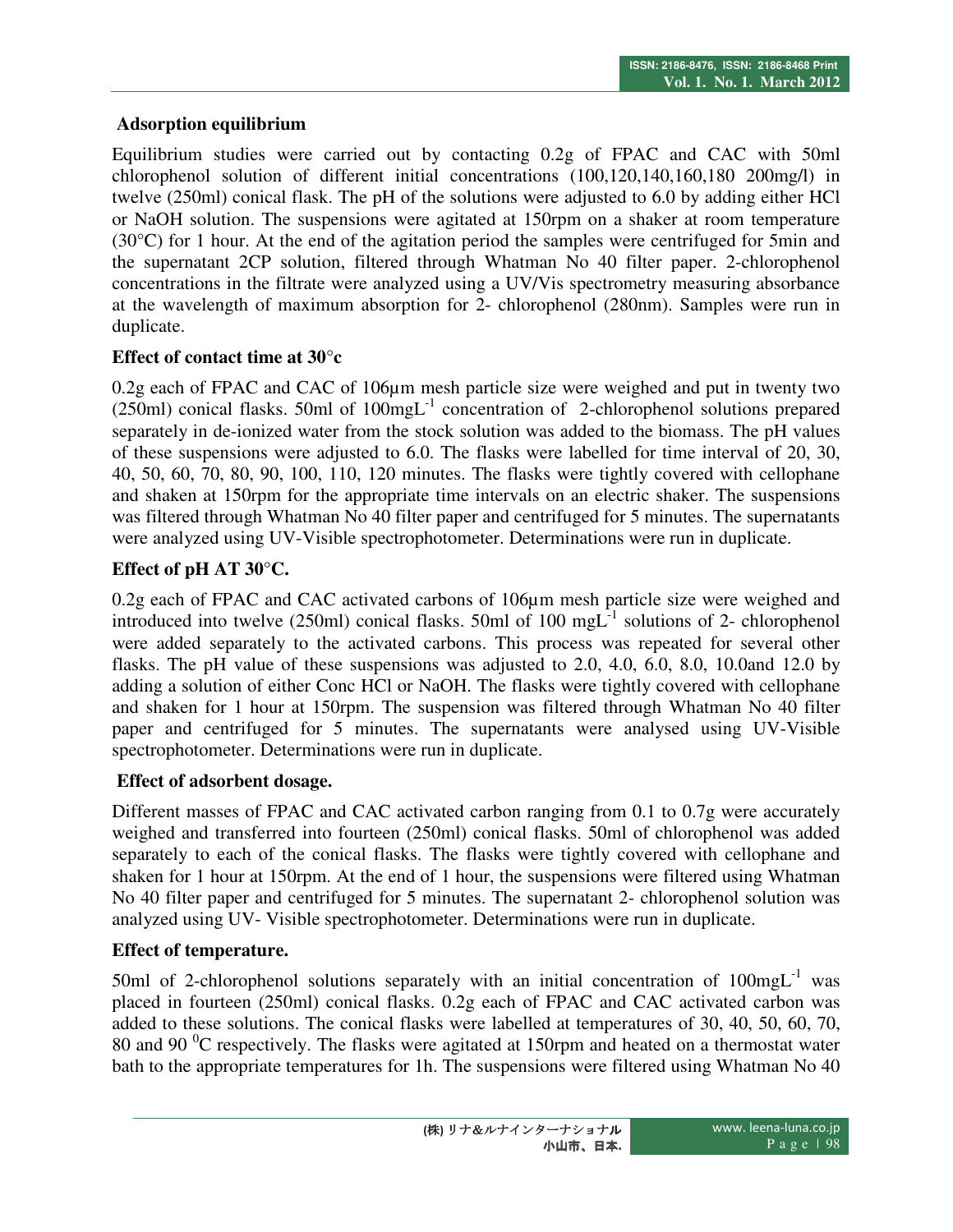### Adsorption equilibrium

Equilibrium studies were carried out by contacting 0.2g of FPAC and CAC with 50ml chlorophenol solution of different initial concentrations (100,120,140,160,180 200mg/l) in twelve (250ml) conical flask. The pH of the solutions were adjusted to 6.0 by adding either HCl or NaOH solution. The suspensions were agitated at 150rpm on a shaker at room temperature (30°C) for 1 hour. At the end of the agitation period the samples were centrifuged for 5min and the supernatant 2CP solution, filtered through Whatman No 40 filter paper. 2-chlorophenol concentrations in the filtrate were analyzed using a UV/Vis spectrometry measuring absorbance at the wavelength of maximum absorption for 2- chlorophenol (280nm). Samples were run in duplicate.

### Effect of contact time at 30°c

0.2g each of FPAC and CAC of 106μm mesh particle size were weighed and put in twenty two (250ml) conical flasks. 50ml of $100 mgL^{-1}$ concentration of 2-chlorophenol solutions prepared separately in de-ionized water from the stock solution was added to the biomass. The pH values of these suspensions were adjusted to 6.0. The flasks were labelled for time interval of 20, 30, 40, 50, 60, 70, 80, 90, 100, 110, 120 minutes. The flasks were tightly covered with cellophane and shaken at 150rpm for the appropriate time intervals on an electric shaker. The suspensions was filtered through Whatman No 40 filter paper and centrifuged for 5 minutes. The supernatants were analyzed using UV-Visible spectrophotometer. Determinations were run in duplicate.

### Effect of pH AT 30°C.

0.2g each of FPAC and CAC activated carbons of 106μm mesh particle size were weighed and introduced into twelve (250ml) conical flasks. 50ml of $100 mgL^{-1}$ solutions of 2- chlorophenol were added separately to the activated carbons. This process was repeated for several other flasks. The pH value of these suspensions was adjusted to 2.0, 4.0, 6.0, 8.0, 10.0and 12.0 by adding a solution of either Conc HCl or NaOH. The flasks were tightly covered with cellophane and shaken for 1 hour at 150rpm. The suspension was filtered through Whatman No 40 filter paper and centrifuged for 5 minutes. The supernatants were analysed using UV-Visible spectrophotometer. Determinations were run in duplicate.

### Effect of adsorbent dosage.

Different masses of FPAC and CAC activated carbon ranging from 0.1 to 0.7g were accurately weighed and transferred into fourteen (250ml) conical flasks. 50ml of chlorophenol was added separately to each of the conical flasks. The flasks were tightly covered with cellophane and shaken for 1 hour at 150rpm. At the end of 1 hour, the suspensions were filtered using Whatman No 40 filter paper and centrifuged for 5 minutes. The supernatant 2- chlorophenol solution was analyzed using UV- Visible spectrophotometer. Determinations were run in duplicate.

### Effect of temperature.

50ml of 2-chlorophenol solutions separately with an initial concentration of $100mgL^{-1}$ was placed in fourteen (250ml) conical flasks. 0.2g each of FPAC and CAC activated carbon was added to these solutions. The conical flasks were labelled at temperatures of 30, 40, 50, 60, 70, 80 and 90 $^{0}$C respectively. The flasks were agitated at 150rpm and heated on a thermostat water bath to the appropriate temperatures for 1h. The suspensions were filtered using Whatman No 40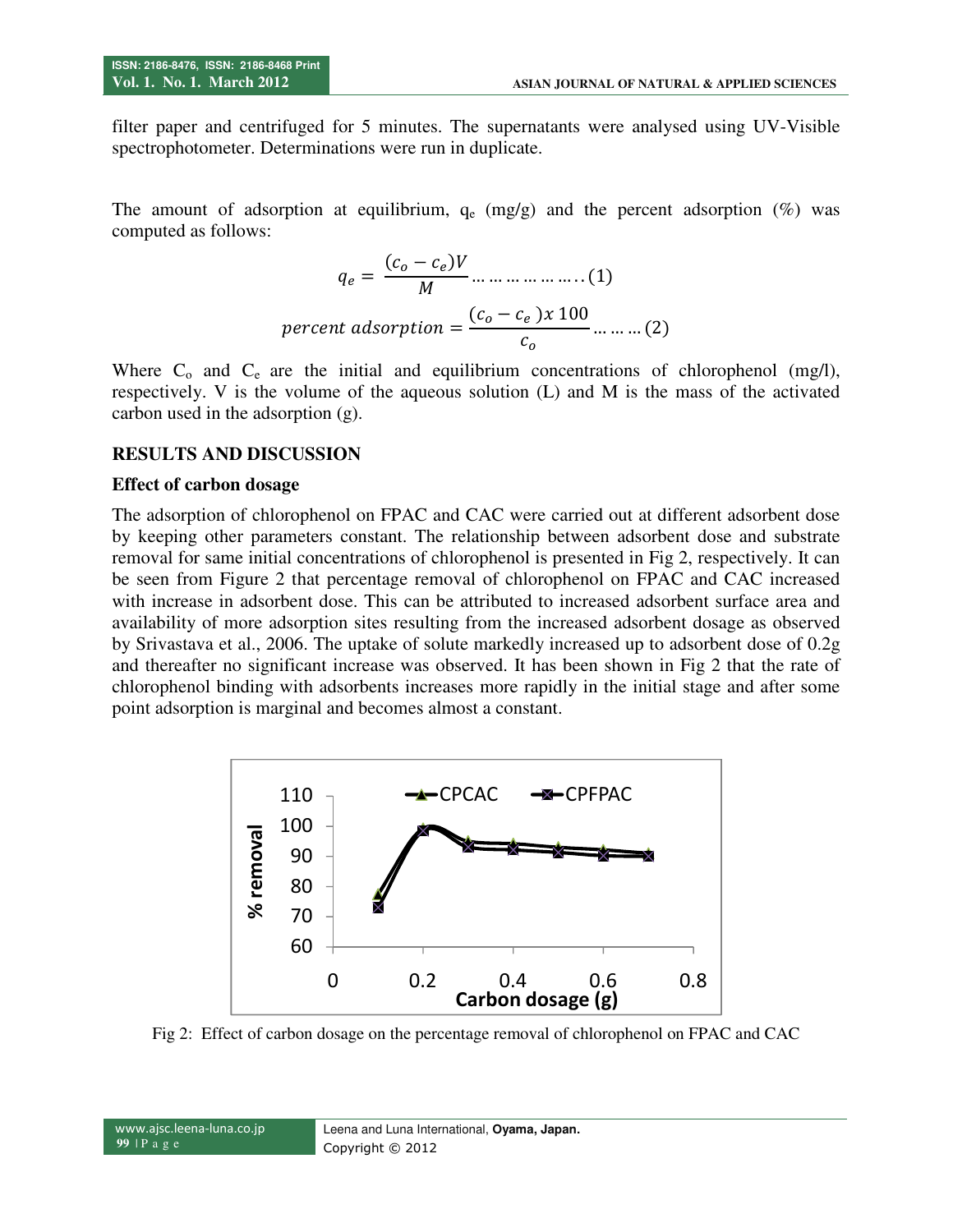filter paper and centrifuged for 5 minutes. The supernatants were analysed using UV-Visible spectrophotometer. Determinations were run in duplicate.

The amount of adsorption at equilibrium, $q_e$ (mg/g) and the percent adsorption (%) was computed as follows:

$$q_e = \frac{(c_o - c_e)V}{M} \ldots\ldots\ldots\ldots\ldots\ldots..(1)$$

$$percent\ adsorption = \frac{(c_o - c_e)x\ 100}{c_o} \ldots\ldots\ldots(2)$$

Where $C_o$ and $C_e$ are the initial and equilibrium concentrations of chlorophenol (mg/l), respectively. V is the volume of the aqueous solution (L) and M is the mass of the activated carbon used in the adsorption (g).

## RESULTS AND DISCUSSION

### Effect of carbon dosage

The adsorption of chlorophenol on FPAC and CAC were carried out at different adsorbent dose by keeping other parameters constant. The relationship between adsorbent dose and substrate removal for same initial concentrations of chlorophenol is presented in Fig 2, respectively. It can be seen from Figure 2 that percentage removal of chlorophenol on FPAC and CAC increased with increase in adsorbent dose. This can be attributed to increased adsorbent surface area and availability of more adsorption sites resulting from the increased adsorbent dosage as observed by Srivastava et al., 2006. The uptake of solute markedly increased up to adsorbent dose of 0.2g and thereafter no significant increase was observed. It has been shown in Fig 2 that the rate of chlorophenol binding with adsorbents increases more rapidly in the initial stage and after some point adsorption is marginal and becomes almost a constant.

Fig 2: Effect of carbon dosage on the percentage removal of chlorophenol on FPAC and CAC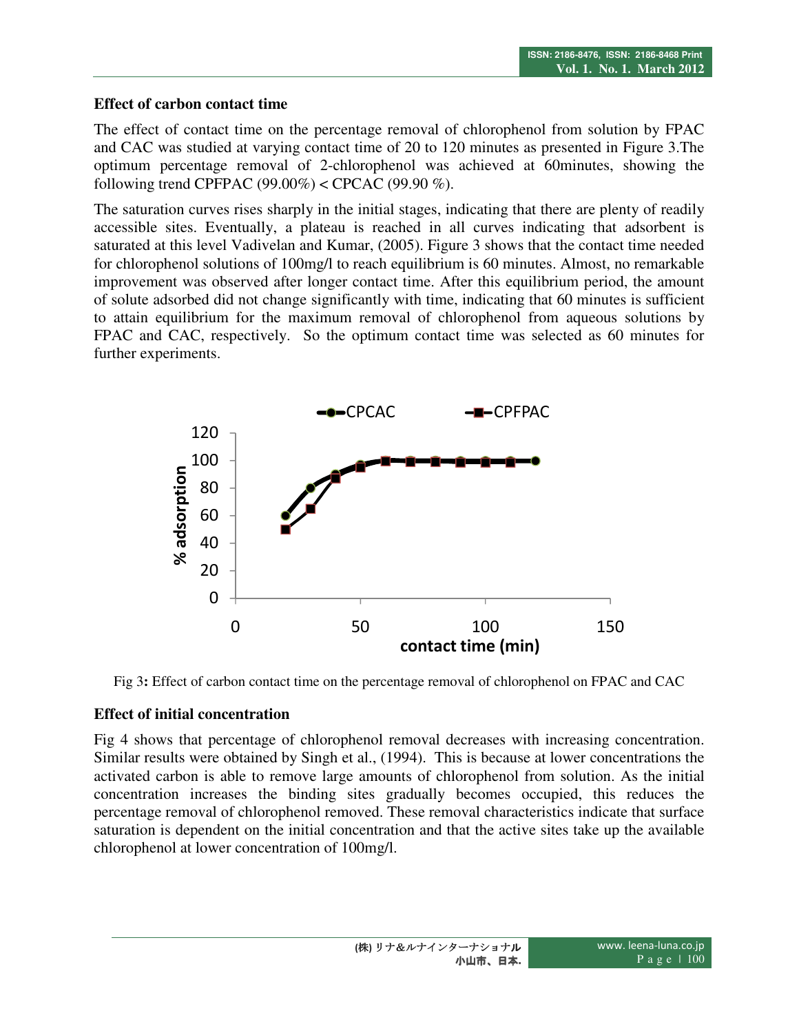### Effect of carbon contact time

The effect of contact time on the percentage removal of chlorophenol from solution by FPAC and CAC was studied at varying contact time of 20 to 120 minutes as presented in Figure 3.The optimum percentage removal of 2-chlorophenol was achieved at 60minutes, showing the following trend CPFPAC (99.00%) < CPCAC (99.90 %).

The saturation curves rises sharply in the initial stages, indicating that there are plenty of readily accessible sites. Eventually, a plateau is reached in all curves indicating that adsorbent is saturated at this level Vadivelan and Kumar, (2005). Figure 3 shows that the contact time needed for chlorophenol solutions of 100mg/l to reach equilibrium is 60 minutes. Almost, no remarkable improvement was observed after longer contact time. After this equilibrium period, the amount of solute adsorbed did not change significantly with time, indicating that 60 minutes is sufficient to attain equilibrium for the maximum removal of chlorophenol from aqueous solutions by FPAC and CAC, respectively. So the optimum contact time was selected as 60 minutes for further experiments.

Fig 3**:** Effect of carbon contact time on the percentage removal of chlorophenol on FPAC and CAC

### Effect of initial concentration

Fig 4 shows that percentage of chlorophenol removal decreases with increasing concentration. Similar results were obtained by Singh et al., (1994). This is because at lower concentrations the activated carbon is able to remove large amounts of chlorophenol from solution. As the initial concentration increases the binding sites gradually becomes occupied, this reduces the percentage removal of chlorophenol removed. These removal characteristics indicate that surface saturation is dependent on the initial concentration and that the active sites take up the available chlorophenol at lower concentration of 100mg/l.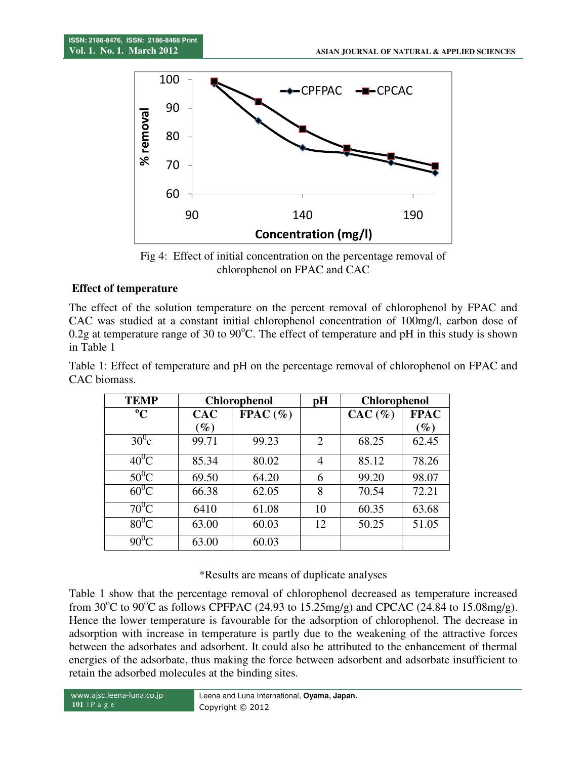Fig 4: Effect of initial concentration on the percentage removal of chlorophenol on FPAC and CAC

**Effect of temperature**

The effect of the solution temperature on the percent removal of chlorophenol by FPAC and CAC was studied at a constant initial chlorophenol concentration of 100mg/l, carbon dose of 0.2g at temperature range of 30 to 90°C. The effect of temperature and pH in this study is shown in Table 1

Table 1: Effect of temperature and pH on the percentage removal of chlorophenol on FPAC and CAC biomass.

| TEMP | Chlorophenol | | pH | Chlorophenol | |
|---|---|---|---|---|---|
| °C | CAC (%) | FPAC (%) | | CAC (%) | FPAC (%) |
| 30°c | 99.71 | 99.23 | 2 | 68.25 | 62.45 |
| 40°C | 85.34 | 80.02 | 4 | 85.12 | 78.26 |
| 50°C | 69.50 | 64.20 | 6 | 99.20 | 98.07 |
| 60°C | 66.38 | 62.05 | 8 | 70.54 | 72.21 |
| 70°C | 6410 | 61.08 | 10 | 60.35 | 63.68 |
| 80°C | 63.00 | 60.03 | 12 | 50.25 | 51.05 |
| 90°C | 63.00 | 60.03 | | | |

*Results are means of duplicate analyses

Table 1 show that the percentage removal of chlorophenol decreased as temperature increased from 30°C to 90°C as follows CPFPAC (24.93 to 15.25mg/g) and CPCAC (24.84 to 15.08mg/g). Hence the lower temperature is favourable for the adsorption of chlorophenol. The decrease in adsorption with increase in temperature is partly due to the weakening of the attractive forces between the adsorbates and adsorbent. It could also be attributed to the enhancement of thermal energies of the adsorbate, thus making the force between adsorbent and adsorbate insufficient to retain the adsorbed molecules at the binding sites.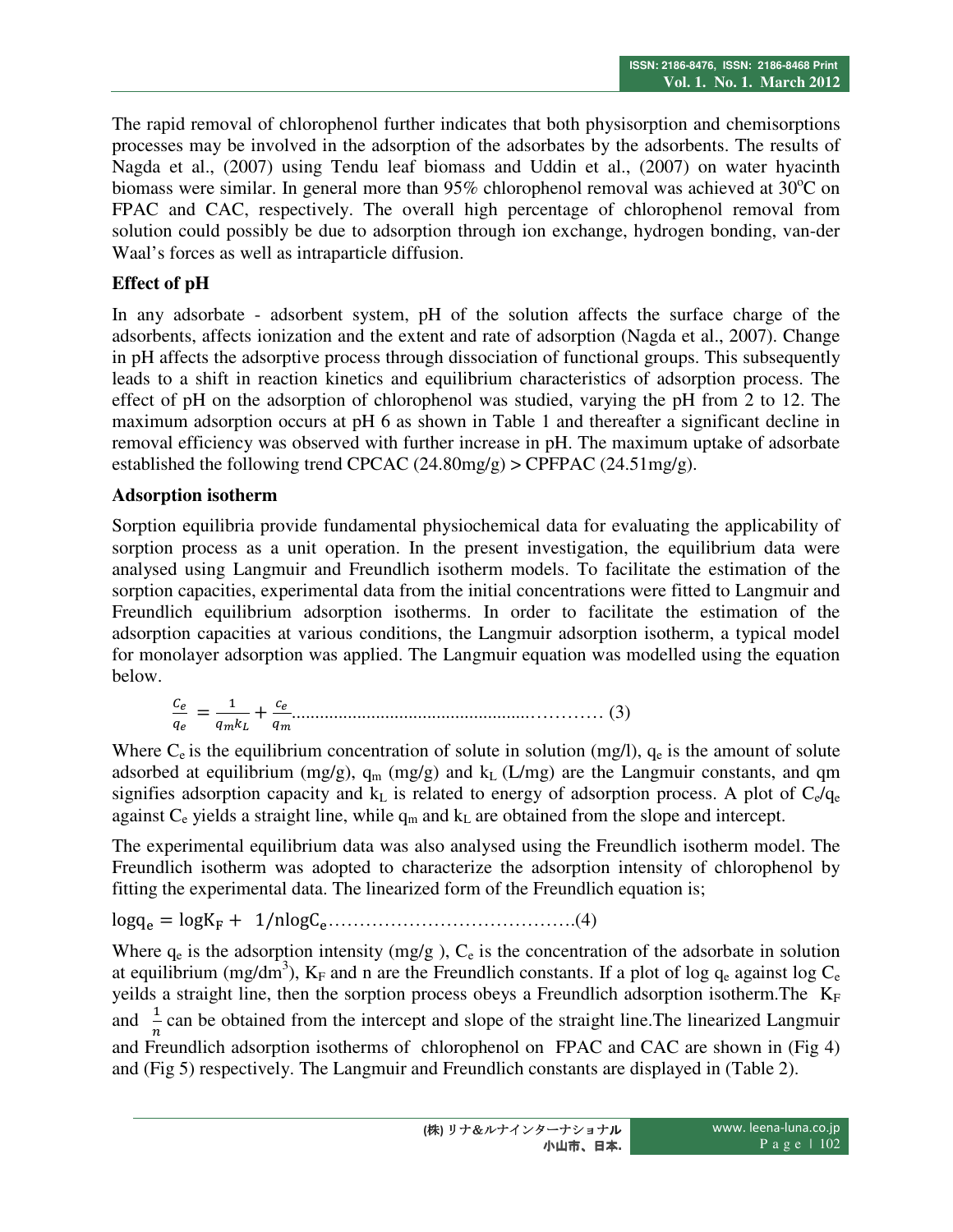The rapid removal of chlorophenol further indicates that both physisorption and chemisorptions processes may be involved in the adsorption of the adsorbates by the adsorbents. The results of Nagda et al., (2007) using Tendu leaf biomass and Uddin et al., (2007) on water hyacinth biomass were similar. In general more than 95% chlorophenol removal was achieved at 30°C on FPAC and CAC, respectively. The overall high percentage of chlorophenol removal from solution could possibly be due to adsorption through ion exchange, hydrogen bonding, van-der Waal's forces as well as intraparticle diffusion.

## Effect of pH

In any adsorbate - adsorbent system, pH of the solution affects the surface charge of the adsorbents, affects ionization and the extent and rate of adsorption (Nagda et al., 2007). Change in pH affects the adsorptive process through dissociation of functional groups. This subsequently leads to a shift in reaction kinetics and equilibrium characteristics of adsorption process. The effect of pH on the adsorption of chlorophenol was studied, varying the pH from 2 to 12. The maximum adsorption occurs at pH 6 as shown in Table 1 and thereafter a significant decline in removal efficiency was observed with further increase in pH. The maximum uptake of adsorbate established the following trend CPCAC (24.80mg/g) > CPFPAC (24.51mg/g).

## Adsorption isotherm

Sorption equilibria provide fundamental physiochemical data for evaluating the applicability of sorption process as a unit operation. In the present investigation, the equilibrium data were analysed using Langmuir and Freundlich isotherm models. To facilitate the estimation of the sorption capacities, experimental data from the initial concentrations were fitted to Langmuir and Freundlich equilibrium adsorption isotherms. In order to facilitate the estimation of the adsorption capacities at various conditions, the Langmuir adsorption isotherm, a typical model for monolayer adsorption was applied. The Langmuir equation was modelled using the equation below.

$$\frac{C_e}{q_e} = \frac{1}{q_m k_L} + \frac{c_e}{q_m} \quad (3)$$

Where $C_e$ is the equilibrium concentration of solute in solution (mg/l), $q_e$ is the amount of solute adsorbed at equilibrium (mg/g), $q_m$ (mg/g) and $k_L$ (L/mg) are the Langmuir constants, and qm signifies adsorption capacity and $k_L$ is related to energy of adsorption process. A plot of $C_e/q_e$ against $C_e$ yields a straight line, while $q_m$ and $k_L$ are obtained from the slope and intercept.

The experimental equilibrium data was also analysed using the Freundlich isotherm model. The Freundlich isotherm was adopted to characterize the adsorption intensity of chlorophenol by fitting the experimental data. The linearized form of the Freundlich equation is;

$$\log q_e = \log K_F + 1/n \log C_e \quad (4)$$

Where $q_e$ is the adsorption intensity (mg/g ), $C_e$ is the concentration of the adsorbate in solution at equilibrium (mg/dm$^3$), $K_F$ and n are the Freundlich constants. If a plot of log $q_e$ against log $C_e$ yeilds a straight line, then the sorption process obeys a Freundlich adsorption isotherm.The $K_F$ and $\frac{1}{n}$ can be obtained from the intercept and slope of the straight line.The linearized Langmuir and Freundlich adsorption isotherms of chlorophenol on FPAC and CAC are shown in (Fig 4) and (Fig 5) respectively. The Langmuir and Freundlich constants are displayed in (Table 2).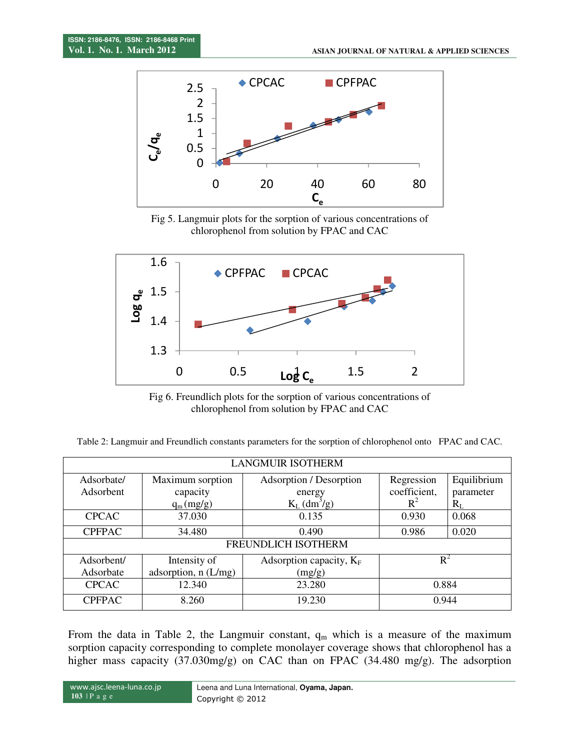Fig 5. Langmuir plots for the sorption of various concentrations of chlorophenol from solution by FPAC and CAC

Fig 6. Freundlich plots for the sorption of various concentrations of chlorophenol from solution by FPAC and CAC

Table 2: Langmuir and Freundlich constants parameters for the sorption of chlorophenol onto FPAC and CAC.

| LANGMUIR ISOTHERM | | | | |
|---|---|---|---|---|
| Adsorbate/ Adsorbent | Maximum sorption capacity $q_m$ (mg/g) | Adsorption / Desorption energy $K_L$ ($dm^3/g$) | Regression coefficient, $R^2$ | Equilibrium parameter $R_L$ |
| CPCAC | 37.030 | 0.135 | 0.930 | 0.068 |
| CPFPAC | 34.480 | 0.490 | 0.986 | 0.020 |
| **FREUNDLICH ISOTHERM** | | | | |
| Adsorbent/ Adsorbate | Intensity of adsorption, n (L/mg) | Adsorption capacity, $K_F$ (mg/g) | $R^2$ | |
| CPCAC | 12.340 | 23.280 | 0.884 | |
| CPFPAC | 8.260 | 19.230 | 0.944 | |

From the data in Table 2, the Langmuir constant, $q_m$ which is a measure of the maximum sorption capacity corresponding to complete monolayer coverage shows that chlorophenol has a higher mass capacity (37.030mg/g) on CAC than on FPAC (34.480 mg/g). The adsorption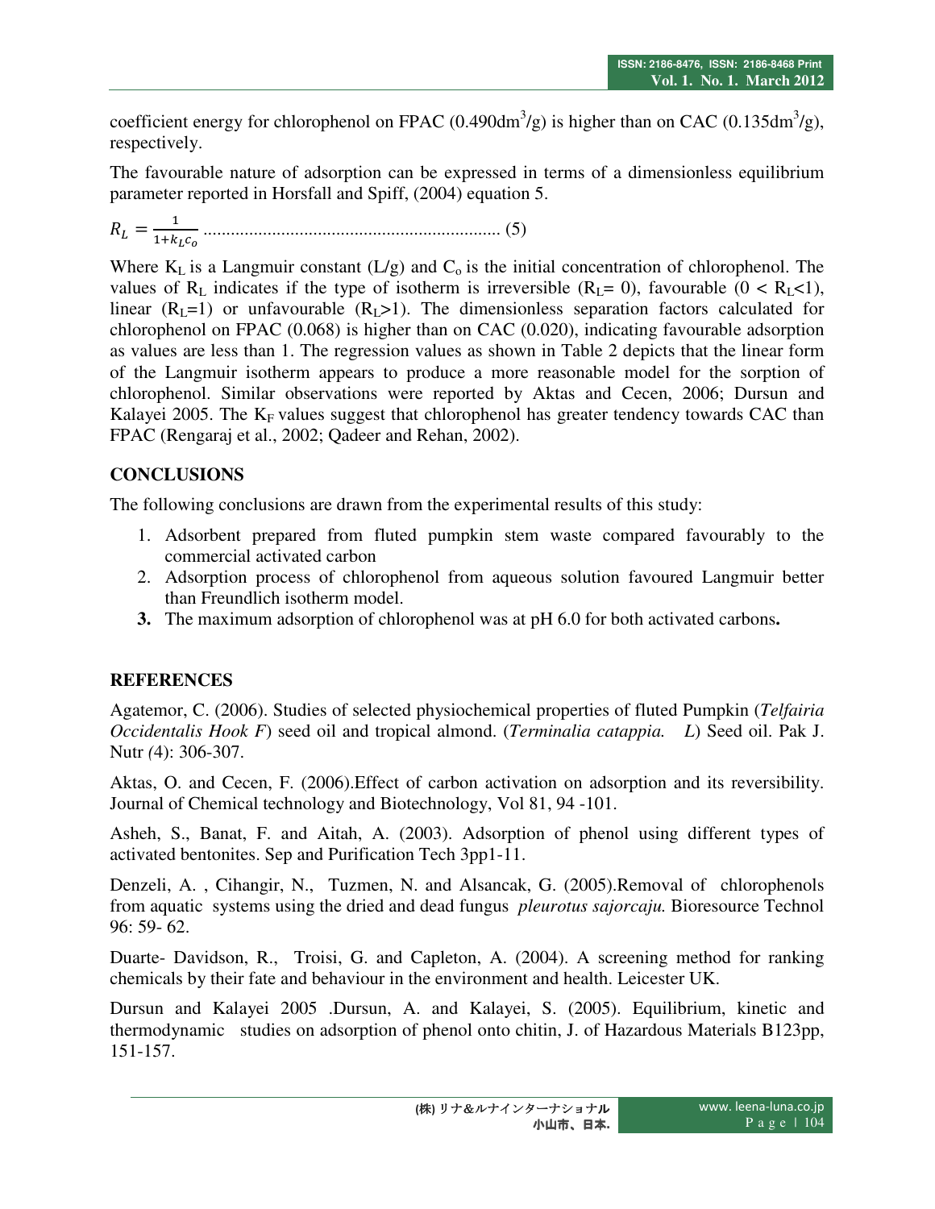coefficient energy for chlorophenol on FPAC (0.490dm$^3$/g) is higher than on CAC (0.135dm$^3$/g), respectively.

The favourable nature of adsorption can be expressed in terms of a dimensionless equilibrium parameter reported in Horsfall and Spiff, (2004) equation 5.

$$R_L = \frac{1}{1+k_L c_o} \quad (5)$$

Where $K_L$ is a Langmuir constant (L/g) and $C_o$ is the initial concentration of chlorophenol. The values of $R_L$ indicates if the type of isotherm is irreversible ($R_L= 0$), favourable ($0 < R_L<1$), linear ($R_L=1$) or unfavourable ($R_L>1$). The dimensionless separation factors calculated for chlorophenol on FPAC (0.068) is higher than on CAC (0.020), indicating favourable adsorption as values are less than 1. The regression values as shown in Table 2 depicts that the linear form of the Langmuir isotherm appears to produce a more reasonable model for the sorption of chlorophenol. Similar observations were reported by Aktas and Cecen, 2006; Dursun and Kalayei 2005. The $K_F$ values suggest that chlorophenol has greater tendency towards CAC than FPAC (Rengaraj et al., 2002; Qadeer and Rehan, 2002).

## CONCLUSIONS

The following conclusions are drawn from the experimental results of this study:

1. Adsorbent prepared from fluted pumpkin stem waste compared favourably to the commercial activated carbon
2. Adsorption process of chlorophenol from aqueous solution favoured Langmuir better than Freundlich isotherm model.
3. The maximum adsorption of chlorophenol was at pH 6.0 for both activated carbons.

## REFERENCES

Agatemor, C. (2006). Studies of selected physiochemical properties of fluted Pumpkin (*Telfairia Occidentalis Hook F*) seed oil and tropical almond. (*Terminalia catappia. L*) Seed oil. Pak J. Nutr *(*4): 306-307.

Aktas, O. and Cecen, F. (2006).Effect of carbon activation on adsorption and its reversibility. Journal of Chemical technology and Biotechnology, Vol 81, 94 -101.

Asheh, S., Banat, F. and Aitah, A. (2003). Adsorption of phenol using different types of activated bentonites. Sep and Purification Tech 3pp1-11.

Denzeli, A. , Cihangir, N., Tuzmen, N. and Alsancak, G. (2005).Removal of chlorophenols from aquatic systems using the dried and dead fungus *pleurotus sajorcaju.* Bioresource Technol 96: 59- 62.

Duarte- Davidson, R., Troisi, G. and Capleton, A. (2004). A screening method for ranking chemicals by their fate and behaviour in the environment and health. Leicester UK.

Dursun and Kalayei 2005 .Dursun, A. and Kalayei, S. (2005). Equilibrium, kinetic and thermodynamic studies on adsorption of phenol onto chitin, J. of Hazardous Materials B123pp, 151-157.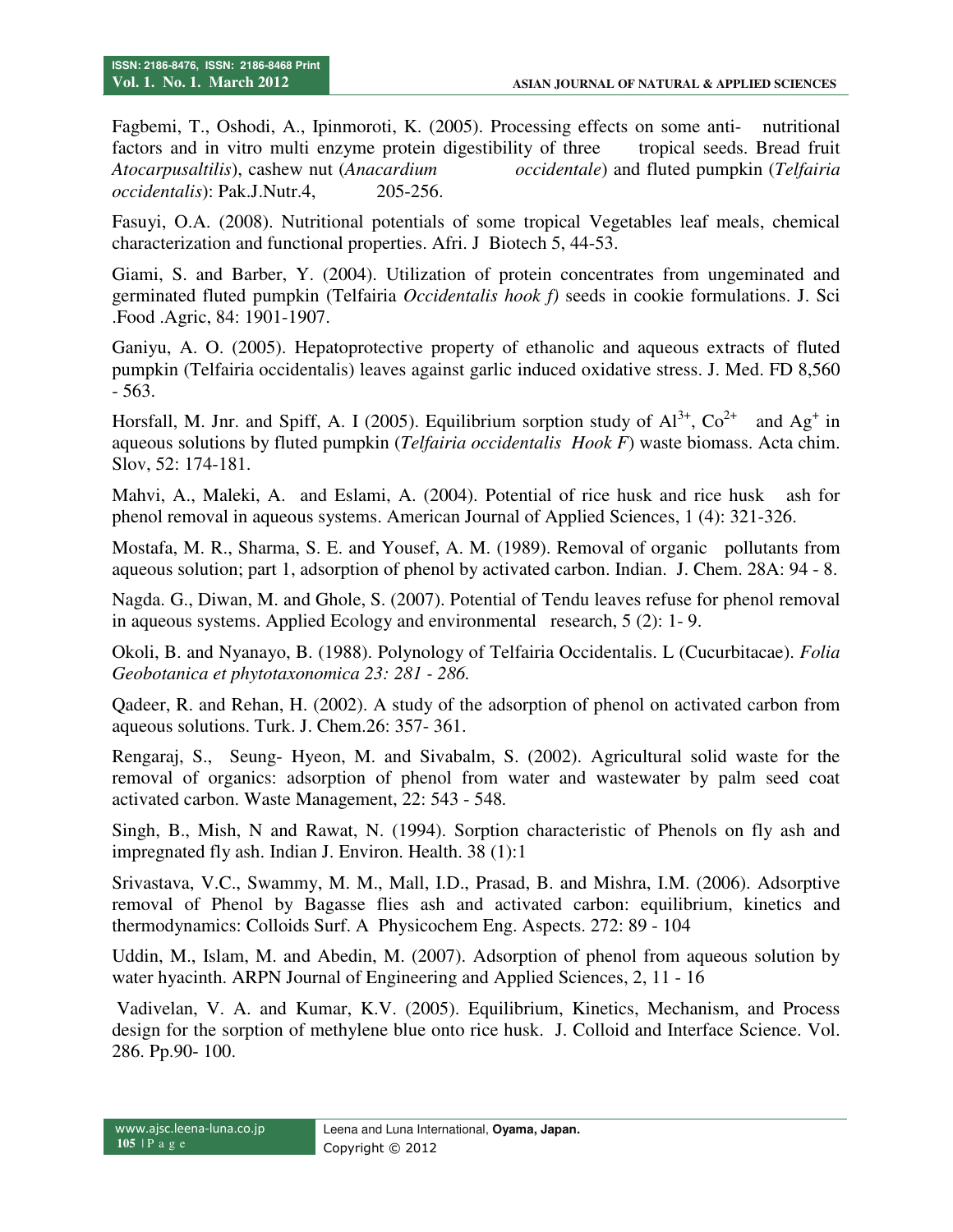Fagbemi, T., Oshodi, A., Ipinmoroti, K. (2005). Processing effects on some anti- nutritional factors and in vitro multi enzyme protein digestibility of three tropical seeds. Bread fruit *Atocarpusaltilis*), cashew nut (*Anacardium occidentale*) and fluted pumpkin (*Telfairia occidentalis*): Pak.J.Nutr.4, 205-256.

Fasuyi, O.A. (2008). Nutritional potentials of some tropical Vegetables leaf meals, chemical characterization and functional properties. Afri. J Biotech 5, 44-53.

Giami, S. and Barber, Y. (2004). Utilization of protein concentrates from ungeminated and germinated fluted pumpkin (Telfairia *Occidentalis hook f)* seeds in cookie formulations. J. Sci .Food .Agric, 84: 1901-1907.

Ganiyu, A. O. (2005). Hepatoprotective property of ethanolic and aqueous extracts of fluted pumpkin (Telfairia occidentalis) leaves against garlic induced oxidative stress. J. Med. FD 8,560 - 563.

Horsfall, M. Jnr. and Spiff, A. I (2005). Equilibrium sorption study of $Al^{3+}$, $Co^{2+}$ and $Ag^{+}$ in aqueous solutions by fluted pumpkin (*Telfairia occidentalis Hook F*) waste biomass. Acta chim. Slov, 52: 174-181.

Mahvi, A., Maleki, A. and Eslami, A. (2004). Potential of rice husk and rice husk ash for phenol removal in aqueous systems. American Journal of Applied Sciences, 1 (4): 321-326.

Mostafa, M. R., Sharma, S. E. and Yousef, A. M. (1989). Removal of organic pollutants from aqueous solution; part 1, adsorption of phenol by activated carbon. Indian. J. Chem. 28A: 94 - 8.

Nagda. G., Diwan, M. and Ghole, S. (2007). Potential of Tendu leaves refuse for phenol removal in aqueous systems. Applied Ecology and environmental research, 5 (2): 1- 9.

Okoli, B. and Nyanayo, B. (1988). Polynology of Telfairia Occidentalis. L (Cucurbitacae). *Folia Geobotanica et phytotaxonomica 23: 281 - 286.*

Qadeer, R. and Rehan, H. (2002). A study of the adsorption of phenol on activated carbon from aqueous solutions. Turk. J. Chem.26: 357- 361.

Rengaraj, S., Seung- Hyeon, M. and Sivabalm, S. (2002). Agricultural solid waste for the removal of organics: adsorption of phenol from water and wastewater by palm seed coat activated carbon. Waste Management, 22: 543 - 548.

Singh, B., Mish, N and Rawat, N. (1994). Sorption characteristic of Phenols on fly ash and impregnated fly ash. Indian J. Environ. Health. 38 (1):1

Srivastava, V.C., Swammy, M. M., Mall, I.D., Prasad, B. and Mishra, I.M. (2006). Adsorptive removal of Phenol by Bagasse flies ash and activated carbon: equilibrium, kinetics and thermodynamics: Colloids Surf. A Physicochem Eng. Aspects. 272: 89 - 104

Uddin, M., Islam, M. and Abedin, M. (2007). Adsorption of phenol from aqueous solution by water hyacinth. ARPN Journal of Engineering and Applied Sciences, 2, 11 - 16

Vadivelan, V. A. and Kumar, K.V. (2005). Equilibrium, Kinetics, Mechanism, and Process design for the sorption of methylene blue onto rice husk. J. Colloid and Interface Science. Vol. 286. Pp.90- 100.